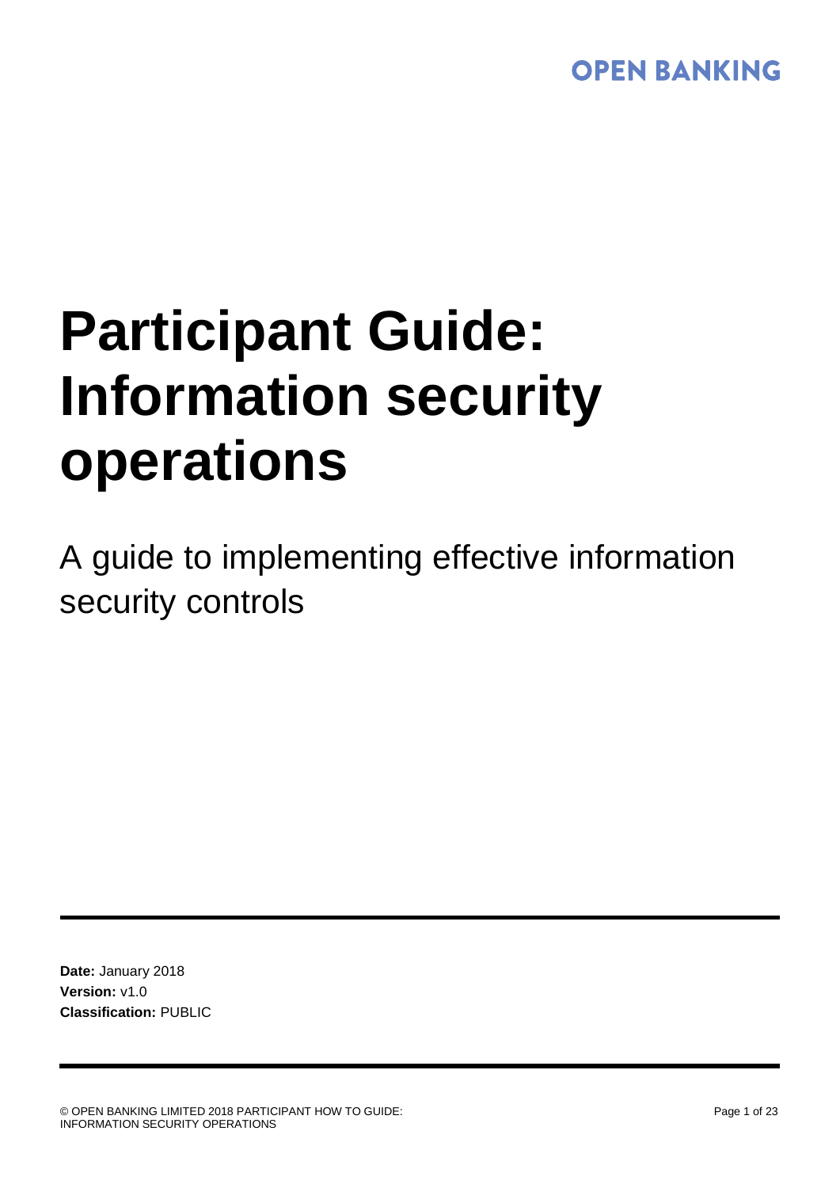OPEN BANKING

# Participant Guide: Information security operations

A guide to implementing effective information security controls

**Date:** January 2018
**Version:** v1.0
**Classification:** PUBLIC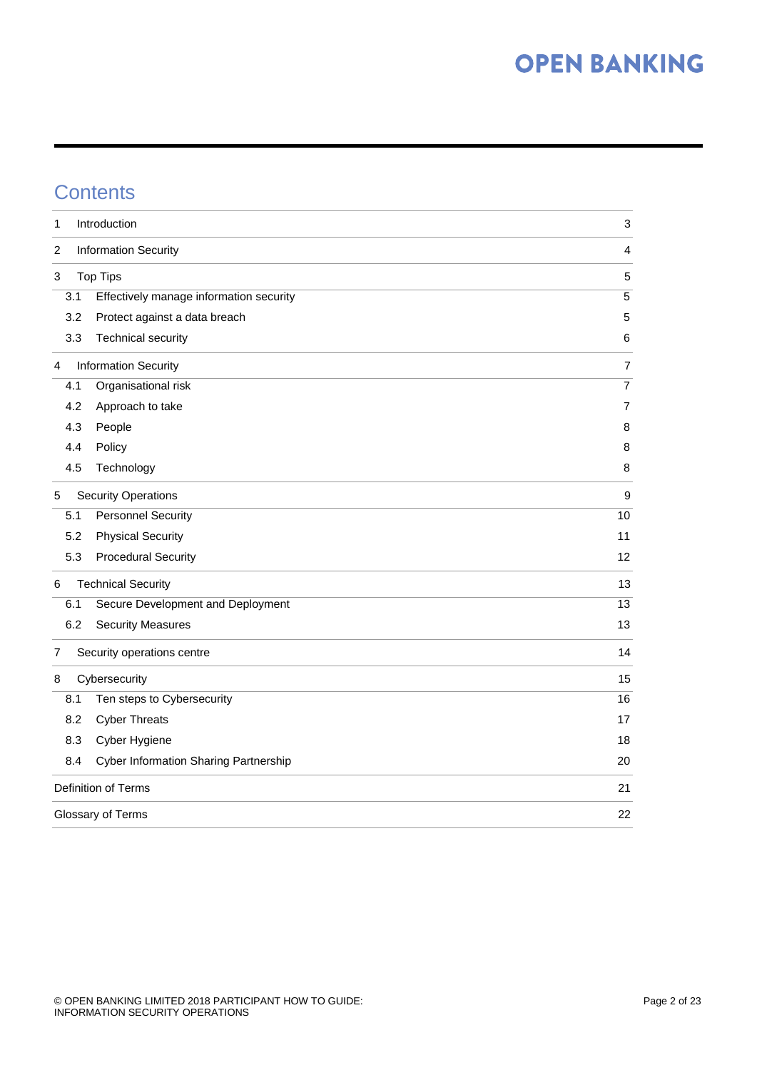# Contents

| | | |
|---|---|---|
| 1 | Introduction | 3 |
| 2 | Information Security | 4 |
| 3 | Top Tips | 5 |
| 3.1 | Effectively manage information security | 5 |
| 3.2 | Protect against a data breach | 5 |
| 3.3 | Technical security | 6 |
| 4 | Information Security | 7 |
| 4.1 | Organisational risk | 7 |
| 4.2 | Approach to take | 7 |
| 4.3 | People | 8 |
| 4.4 | Policy | 8 |
| 4.5 | Technology | 8 |
| 5 | Security Operations | 9 |
| 5.1 | Personnel Security | 10 |
| 5.2 | Physical Security | 11 |
| 5.3 | Procedural Security | 12 |
| 6 | Technical Security | 13 |
| 6.1 | Secure Development and Deployment | 13 |
| 6.2 | Security Measures | 13 |
| 7 | Security operations centre | 14 |
| 8 | Cybersecurity | 15 |
| 8.1 | Ten steps to Cybersecurity | 16 |
| 8.2 | Cyber Threats | 17 |
| 8.3 | Cyber Hygiene | 18 |
| 8.4 | Cyber Information Sharing Partnership | 20 |
| | Definition of Terms | 21 |
| | Glossary of Terms | 22 |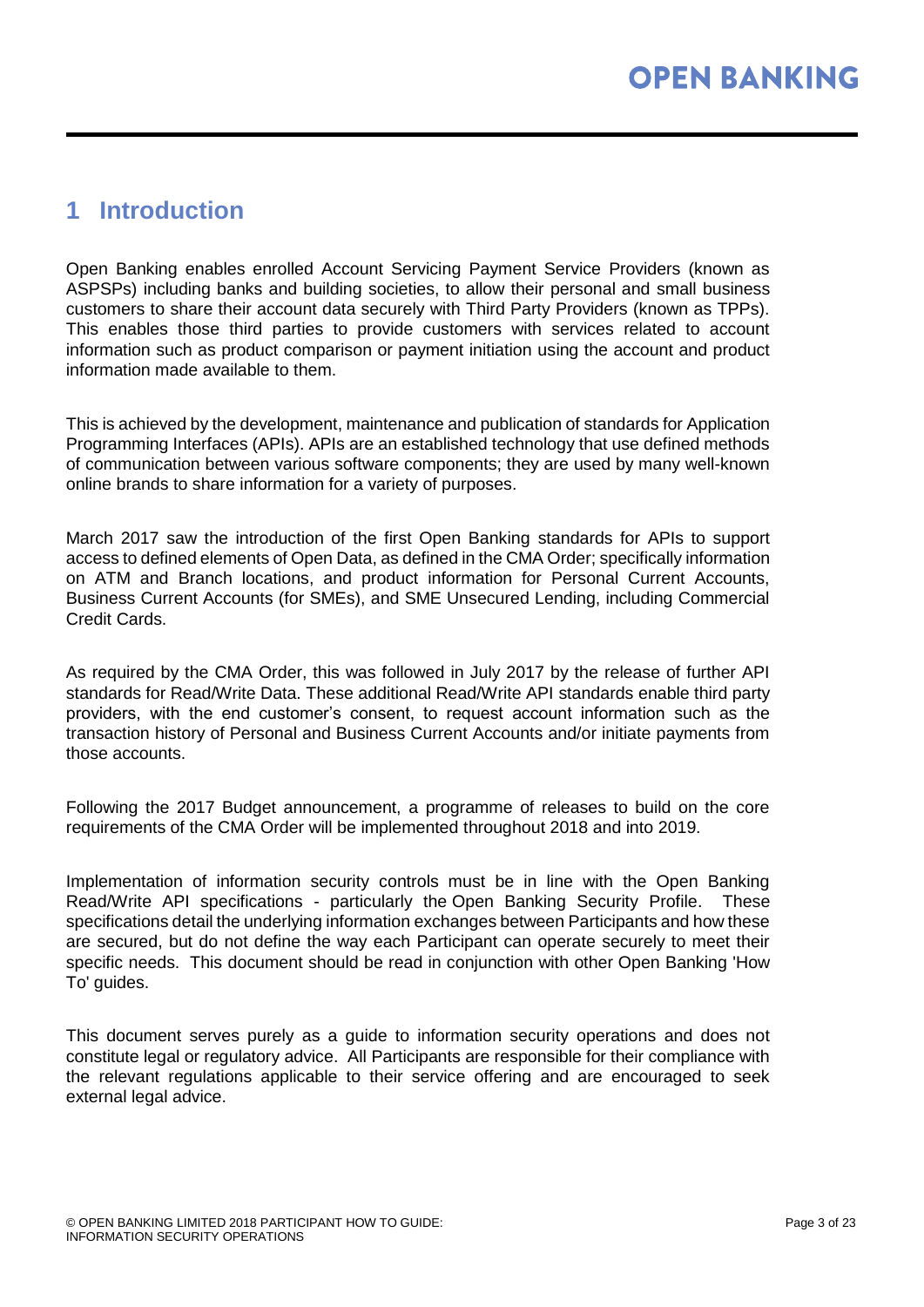# 1 Introduction

Open Banking enables enrolled Account Servicing Payment Service Providers (known as ASPSPs) including banks and building societies, to allow their personal and small business customers to share their account data securely with Third Party Providers (known as TPPs). This enables those third parties to provide customers with services related to account information such as product comparison or payment initiation using the account and product information made available to them.

This is achieved by the development, maintenance and publication of standards for Application Programming Interfaces (APIs). APIs are an established technology that use defined methods of communication between various software components; they are used by many well-known online brands to share information for a variety of purposes.

March 2017 saw the introduction of the first Open Banking standards for APIs to support access to defined elements of Open Data, as defined in the CMA Order; specifically information on ATM and Branch locations, and product information for Personal Current Accounts, Business Current Accounts (for SMEs), and SME Unsecured Lending, including Commercial Credit Cards.

As required by the CMA Order, this was followed in July 2017 by the release of further API standards for Read/Write Data. These additional Read/Write API standards enable third party providers, with the end customer's consent, to request account information such as the transaction history of Personal and Business Current Accounts and/or initiate payments from those accounts.

Following the 2017 Budget announcement, a programme of releases to build on the core requirements of the CMA Order will be implemented throughout 2018 and into 2019.

Implementation of information security controls must be in line with the Open Banking Read/Write API specifications - particularly the Open Banking Security Profile. These specifications detail the underlying information exchanges between Participants and how these are secured, but do not define the way each Participant can operate securely to meet their specific needs. This document should be read in conjunction with other Open Banking 'How To' guides.

This document serves purely as a guide to information security operations and does not constitute legal or regulatory advice. All Participants are responsible for their compliance with the relevant regulations applicable to their service offering and are encouraged to seek external legal advice.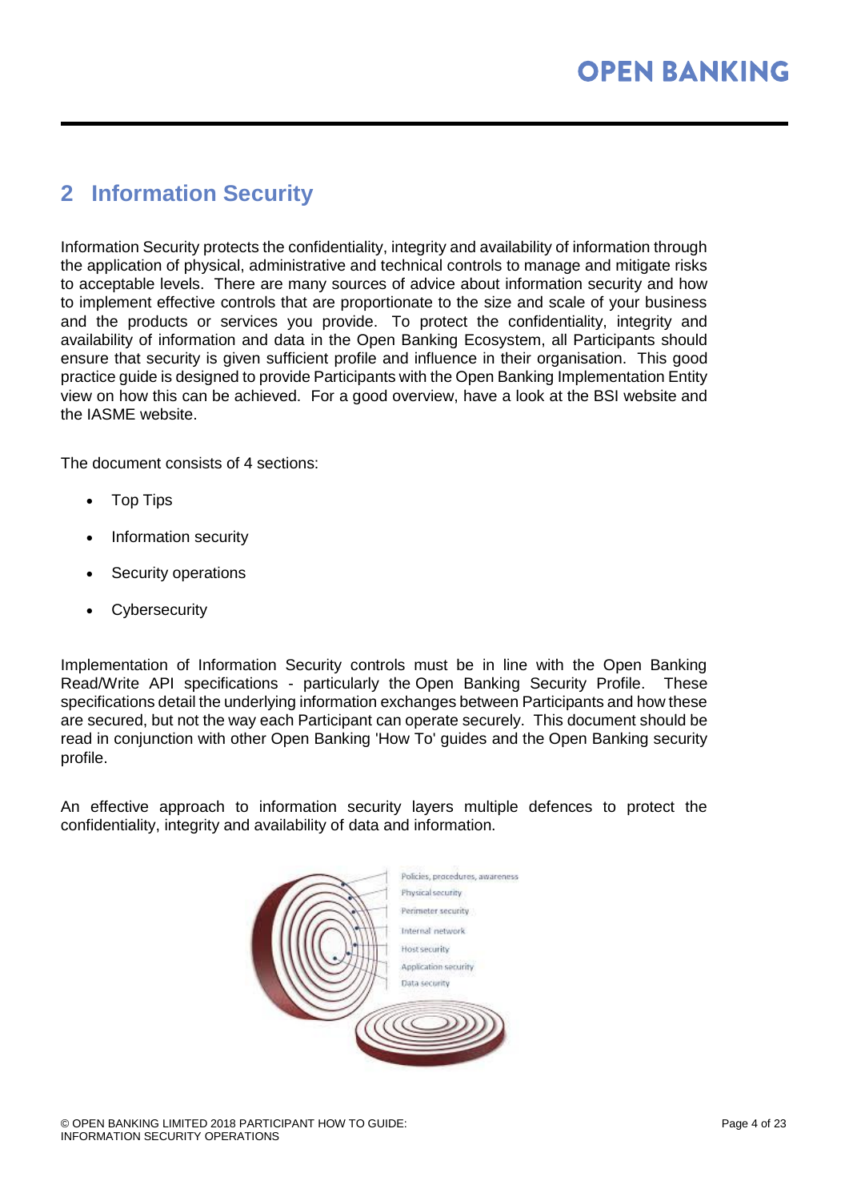## 2 Information Security

Information Security protects the confidentiality, integrity and availability of information through the application of physical, administrative and technical controls to manage and mitigate risks to acceptable levels. There are many sources of advice about information security and how to implement effective controls that are proportionate to the size and scale of your business and the products or services you provide. To protect the confidentiality, integrity and availability of information and data in the Open Banking Ecosystem, all Participants should ensure that security is given sufficient profile and influence in their organisation. This good practice guide is designed to provide Participants with the Open Banking Implementation Entity view on how this can be achieved. For a good overview, have a look at the BSI website and the IASME website.

The document consists of 4 sections:

- Top Tips
- Information security
- Security operations
- Cybersecurity

Implementation of Information Security controls must be in line with the Open Banking Read/Write API specifications - particularly the Open Banking Security Profile. These specifications detail the underlying information exchanges between Participants and how these are secured, but not the way each Participant can operate securely. This document should be read in conjunction with other Open Banking 'How To' guides and the Open Banking security profile.

An effective approach to information security layers multiple defences to protect the confidentiality, integrity and availability of data and information.

- Policies, procedures, awareness
- Physical security
- Perimeter security
- Internal network
- Host security
- Application security
- Data security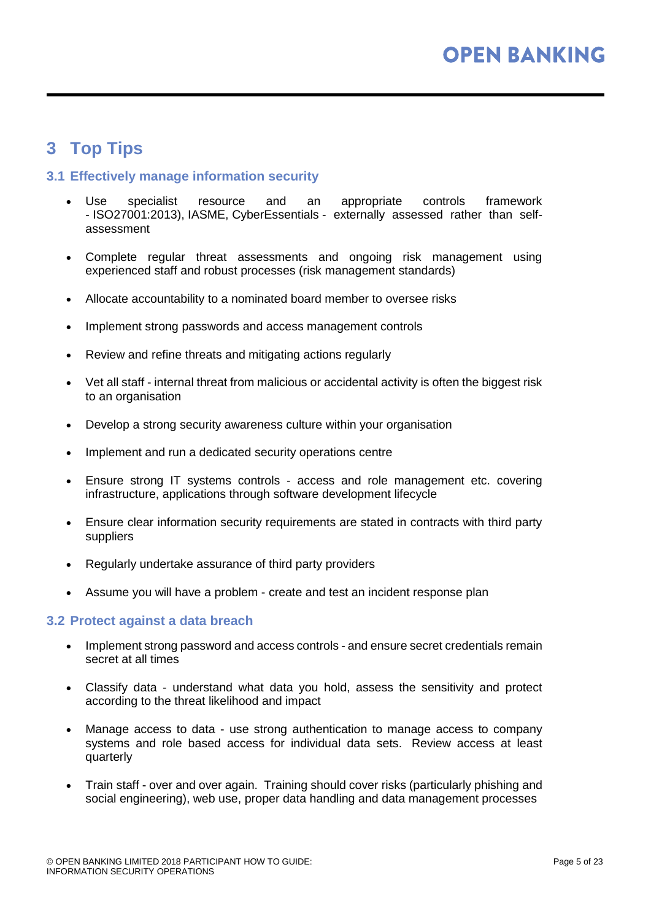# 3 Top Tips

## 3.1 Effectively manage information security

- Use specialist resource and an appropriate controls framework - ISO27001:2013), IASME, CyberEssentials - externally assessed rather than self-assessment
- Complete regular threat assessments and ongoing risk management using experienced staff and robust processes (risk management standards)
- Allocate accountability to a nominated board member to oversee risks
- Implement strong passwords and access management controls
- Review and refine threats and mitigating actions regularly
- Vet all staff - internal threat from malicious or accidental activity is often the biggest risk to an organisation
- Develop a strong security awareness culture within your organisation
- Implement and run a dedicated security operations centre
- Ensure strong IT systems controls - access and role management etc. covering infrastructure, applications through software development lifecycle
- Ensure clear information security requirements are stated in contracts with third party suppliers
- Regularly undertake assurance of third party providers
- Assume you will have a problem - create and test an incident response plan

## 3.2 Protect against a data breach

- Implement strong password and access controls - and ensure secret credentials remain secret at all times
- Classify data - understand what data you hold, assess the sensitivity and protect according to the threat likelihood and impact
- Manage access to data - use strong authentication to manage access to company systems and role based access for individual data sets. Review access at least quarterly
- Train staff - over and over again. Training should cover risks (particularly phishing and social engineering), web use, proper data handling and data management processes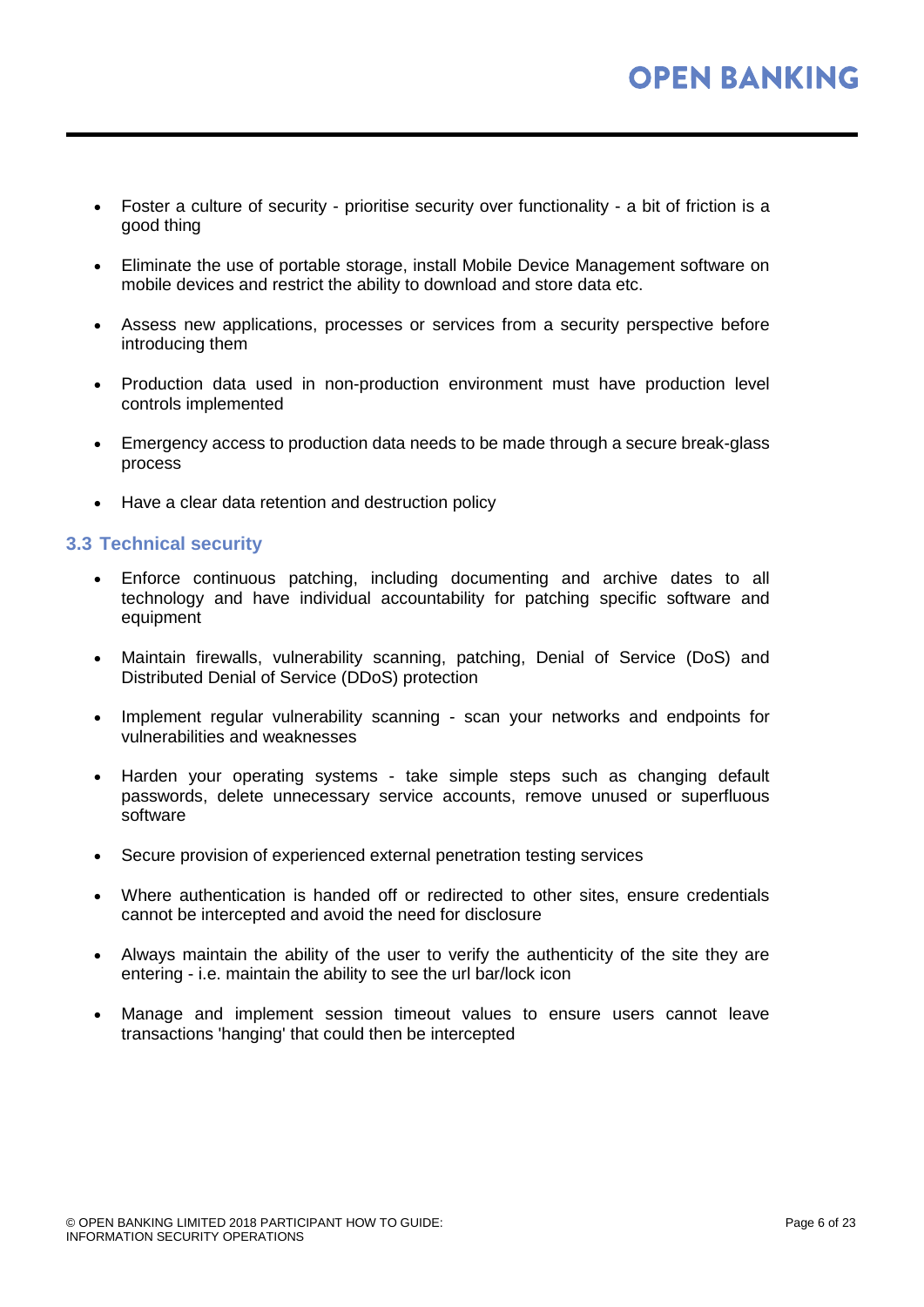- Foster a culture of security - prioritise security over functionality - a bit of friction is a good thing

- Eliminate the use of portable storage, install Mobile Device Management software on mobile devices and restrict the ability to download and store data etc.

- Assess new applications, processes or services from a security perspective before introducing them

- Production data used in non-production environment must have production level controls implemented

- Emergency access to production data needs to be made through a secure break-glass process

- Have a clear data retention and destruction policy

### 3.3 Technical security

- Enforce continuous patching, including documenting and archive dates to all technology and have individual accountability for patching specific software and equipment

- Maintain firewalls, vulnerability scanning, patching, Denial of Service (DoS) and Distributed Denial of Service (DDoS) protection

- Implement regular vulnerability scanning - scan your networks and endpoints for vulnerabilities and weaknesses

- Harden your operating systems - take simple steps such as changing default passwords, delete unnecessary service accounts, remove unused or superfluous software

- Secure provision of experienced external penetration testing services

- Where authentication is handed off or redirected to other sites, ensure credentials cannot be intercepted and avoid the need for disclosure

- Always maintain the ability of the user to verify the authenticity of the site they are entering - i.e. maintain the ability to see the url bar/lock icon

- Manage and implement session timeout values to ensure users cannot leave transactions 'hanging' that could then be intercepted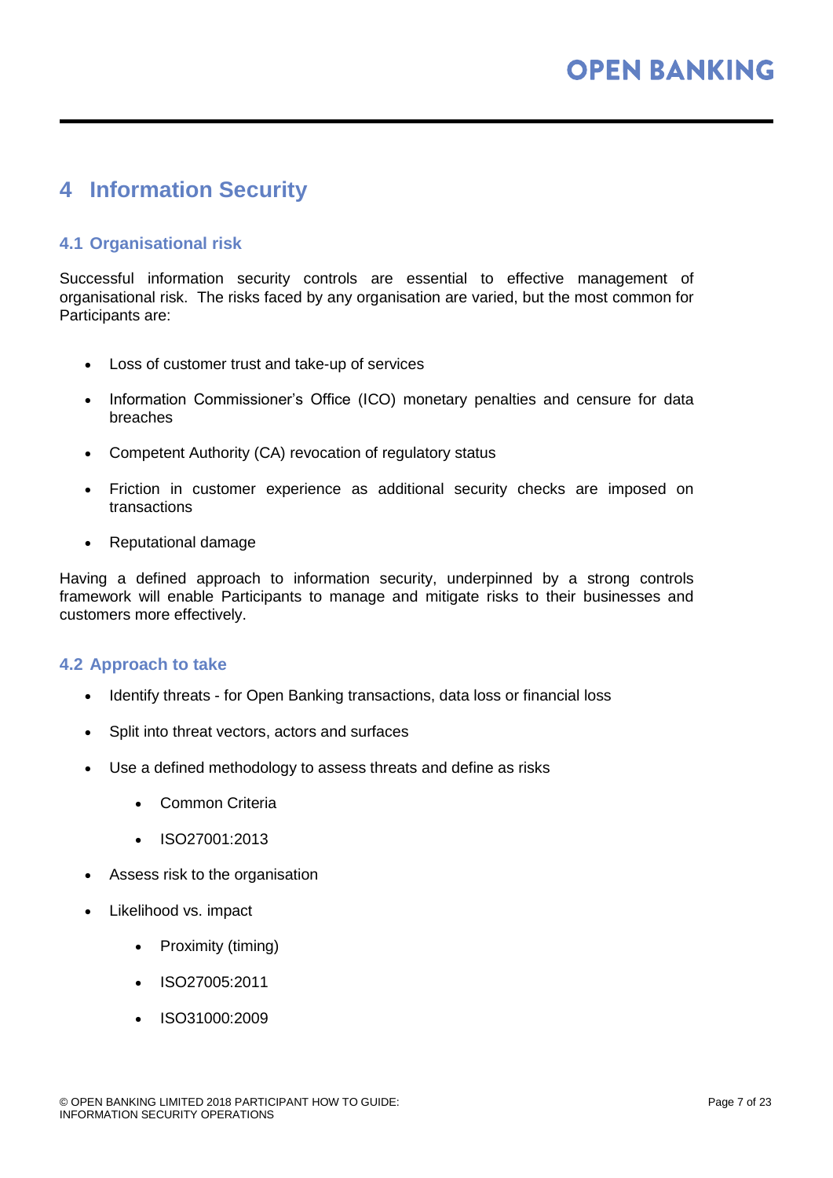# 4 Information Security

## 4.1 Organisational risk

Successful information security controls are essential to effective management of organisational risk. The risks faced by any organisation are varied, but the most common for Participants are:

- Loss of customer trust and take-up of services
- Information Commissioner's Office (ICO) monetary penalties and censure for data breaches
- Competent Authority (CA) revocation of regulatory status
- Friction in customer experience as additional security checks are imposed on transactions
- Reputational damage

Having a defined approach to information security, underpinned by a strong controls framework will enable Participants to manage and mitigate risks to their businesses and customers more effectively.

## 4.2 Approach to take

- Identify threats - for Open Banking transactions, data loss or financial loss
- Split into threat vectors, actors and surfaces
- Use a defined methodology to assess threats and define as risks
    - Common Criteria
    - ISO27001:2013
- Assess risk to the organisation
- Likelihood vs. impact
    - Proximity (timing)
    - ISO27005:2011
    - ISO31000:2009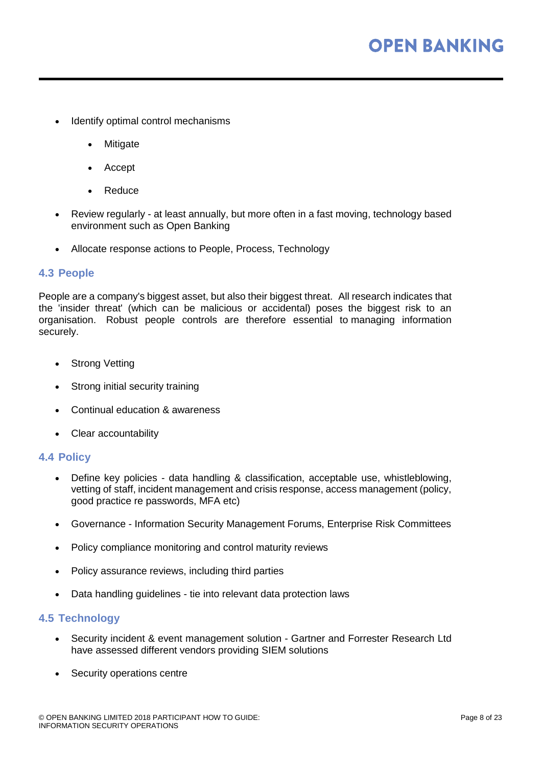- Identify optimal control mechanisms
    - Mitigate
    - Accept
    - Reduce
- Review regularly - at least annually, but more often in a fast moving, technology based environment such as Open Banking
- Allocate response actions to People, Process, Technology

### 4.3 People

People are a company's biggest asset, but also their biggest threat. All research indicates that the 'insider threat' (which can be malicious or accidental) poses the biggest risk to an organisation. Robust people controls are therefore essential to managing information securely.

- Strong Vetting
- Strong initial security training
- Continual education & awareness
- Clear accountability

### 4.4 Policy

- Define key policies - data handling & classification, acceptable use, whistleblowing, vetting of staff, incident management and crisis response, access management (policy, good practice re passwords, MFA etc)
- Governance - Information Security Management Forums, Enterprise Risk Committees
- Policy compliance monitoring and control maturity reviews
- Policy assurance reviews, including third parties
- Data handling guidelines - tie into relevant data protection laws

### 4.5 Technology

- Security incident & event management solution - Gartner and Forrester Research Ltd have assessed different vendors providing SIEM solutions
- Security operations centre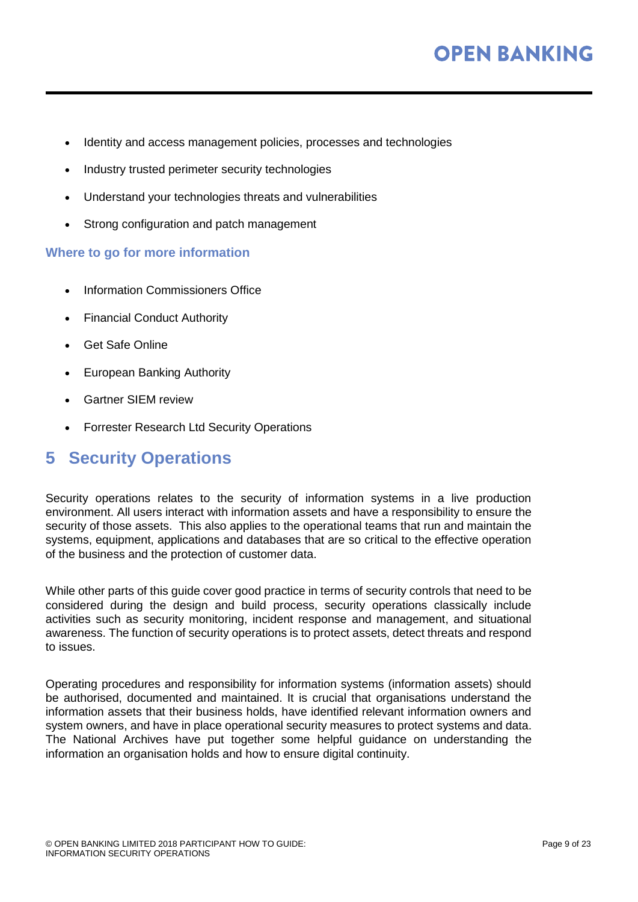- Identity and access management policies, processes and technologies
- Industry trusted perimeter security technologies
- Understand your technologies threats and vulnerabilities
- Strong configuration and patch management

### Where to go for more information

- Information Commissioners Office
- Financial Conduct Authority
- Get Safe Online
- European Banking Authority
- Gartner SIEM review
- Forrester Research Ltd Security Operations

# 5 Security Operations

Security operations relates to the security of information systems in a live production environment. All users interact with information assets and have a responsibility to ensure the security of those assets. This also applies to the operational teams that run and maintain the systems, equipment, applications and databases that are so critical to the effective operation of the business and the protection of customer data.

While other parts of this guide cover good practice in terms of security controls that need to be considered during the design and build process, security operations classically include activities such as security monitoring, incident response and management, and situational awareness. The function of security operations is to protect assets, detect threats and respond to issues.

Operating procedures and responsibility for information systems (information assets) should be authorised, documented and maintained. It is crucial that organisations understand the information assets that their business holds, have identified relevant information owners and system owners, and have in place operational security measures to protect systems and data. The National Archives have put together some helpful guidance on understanding the information an organisation holds and how to ensure digital continuity.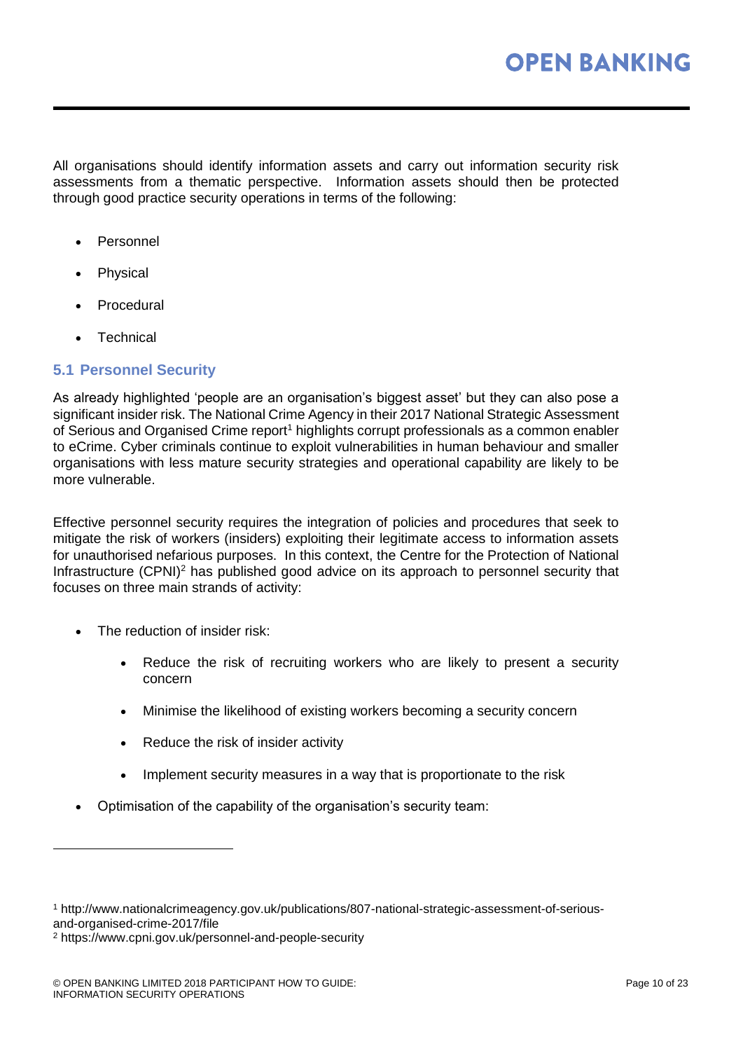All organisations should identify information assets and carry out information security risk assessments from a thematic perspective. Information assets should then be protected through good practice security operations in terms of the following:

- Personnel
- Physical
- Procedural
- Technical

## 5.1 Personnel Security

As already highlighted 'people are an organisation's biggest asset' but they can also pose a significant insider risk. The National Crime Agency in their 2017 National Strategic Assessment of Serious and Organised Crime report[1] highlights corrupt professionals as a common enabler to eCrime. Cyber criminals continue to exploit vulnerabilities in human behaviour and smaller organisations with less mature security strategies and operational capability are likely to be more vulnerable.

Effective personnel security requires the integration of policies and procedures that seek to mitigate the risk of workers (insiders) exploiting their legitimate access to information assets for unauthorised nefarious purposes. In this context, the Centre for the Protection of National Infrastructure (CPNI)[2] has published good advice on its approach to personnel security that focuses on three main strands of activity:

- The reduction of insider risk:
  - Reduce the risk of recruiting workers who are likely to present a security concern
  - Minimise the likelihood of existing workers becoming a security concern
  - Reduce the risk of insider activity
  - Implement security measures in a way that is proportionate to the risk
- Optimisation of the capability of the organisation's security team:

[1] http://www.nationalcrimeagency.gov.uk/publications/807-national-strategic-assessment-of-serious-and-organised-crime-2017/file

[2] https://www.cpni.gov.uk/personnel-and-people-security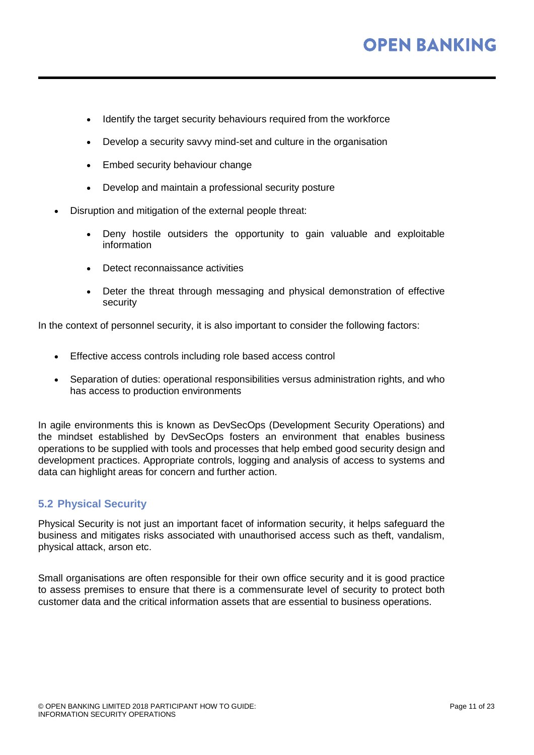- Identify the target security behaviours required from the workforce
    - Develop a security savvy mind-set and culture in the organisation
    - Embed security behaviour change
    - Develop and maintain a professional security posture
- Disruption and mitigation of the external people threat:
    - Deny hostile outsiders the opportunity to gain valuable and exploitable information
    - Detect reconnaissance activities
    - Deter the threat through messaging and physical demonstration of effective security

In the context of personnel security, it is also important to consider the following factors:

- Effective access controls including role based access control
- Separation of duties: operational responsibilities versus administration rights, and who has access to production environments

In agile environments this is known as DevSecOps (Development Security Operations) and the mindset established by DevSecOps fosters an environment that enables business operations to be supplied with tools and processes that help embed good security design and development practices. Appropriate controls, logging and analysis of access to systems and data can highlight areas for concern and further action.

### 5.2 Physical Security

Physical Security is not just an important facet of information security, it helps safeguard the business and mitigates risks associated with unauthorised access such as theft, vandalism, physical attack, arson etc.

Small organisations are often responsible for their own office security and it is good practice to assess premises to ensure that there is a commensurate level of security to protect both customer data and the critical information assets that are essential to business operations.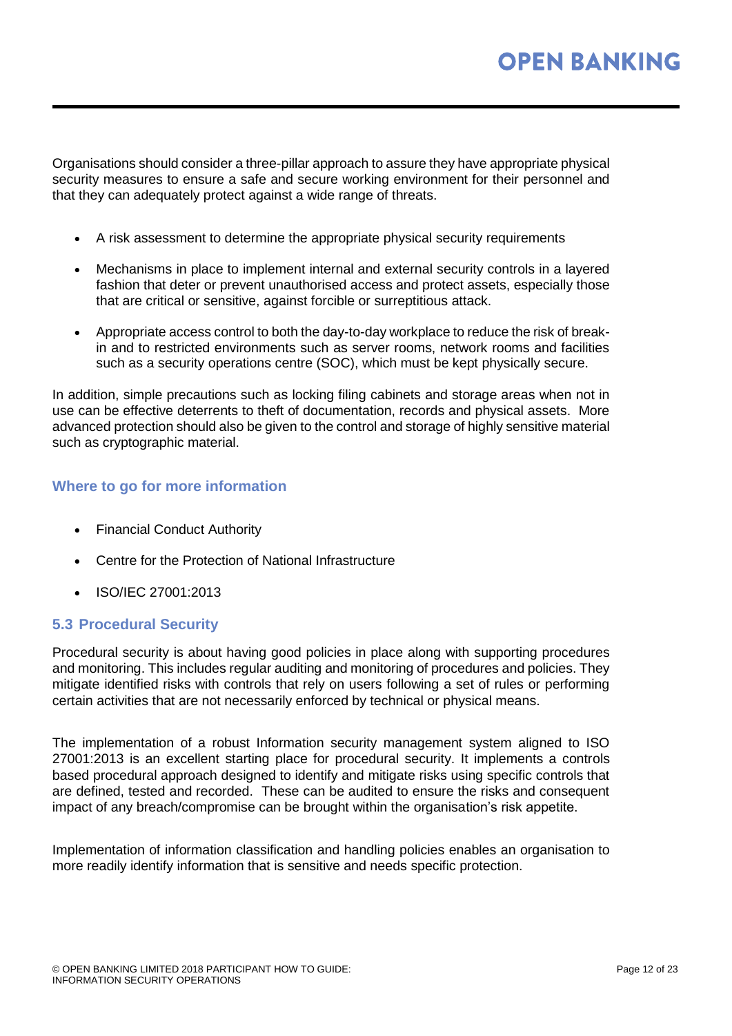Organisations should consider a three-pillar approach to assure they have appropriate physical security measures to ensure a safe and secure working environment for their personnel and that they can adequately protect against a wide range of threats.

- A risk assessment to determine the appropriate physical security requirements
- Mechanisms in place to implement internal and external security controls in a layered fashion that deter or prevent unauthorised access and protect assets, especially those that are critical or sensitive, against forcible or surreptitious attack.
- Appropriate access control to both the day-to-day workplace to reduce the risk of break-in and to restricted environments such as server rooms, network rooms and facilities such as a security operations centre (SOC), which must be kept physically secure.

In addition, simple precautions such as locking filing cabinets and storage areas when not in use can be effective deterrents to theft of documentation, records and physical assets. More advanced protection should also be given to the control and storage of highly sensitive material such as cryptographic material.

### Where to go for more information

- Financial Conduct Authority
- Centre for the Protection of National Infrastructure
- ISO/IEC 27001:2013

## 5.3 Procedural Security

Procedural security is about having good policies in place along with supporting procedures and monitoring. This includes regular auditing and monitoring of procedures and policies. They mitigate identified risks with controls that rely on users following a set of rules or performing certain activities that are not necessarily enforced by technical or physical means.

The implementation of a robust Information security management system aligned to ISO 27001:2013 is an excellent starting place for procedural security. It implements a controls based procedural approach designed to identify and mitigate risks using specific controls that are defined, tested and recorded. These can be audited to ensure the risks and consequent impact of any breach/compromise can be brought within the organisation's risk appetite.

Implementation of information classification and handling policies enables an organisation to more readily identify information that is sensitive and needs specific protection.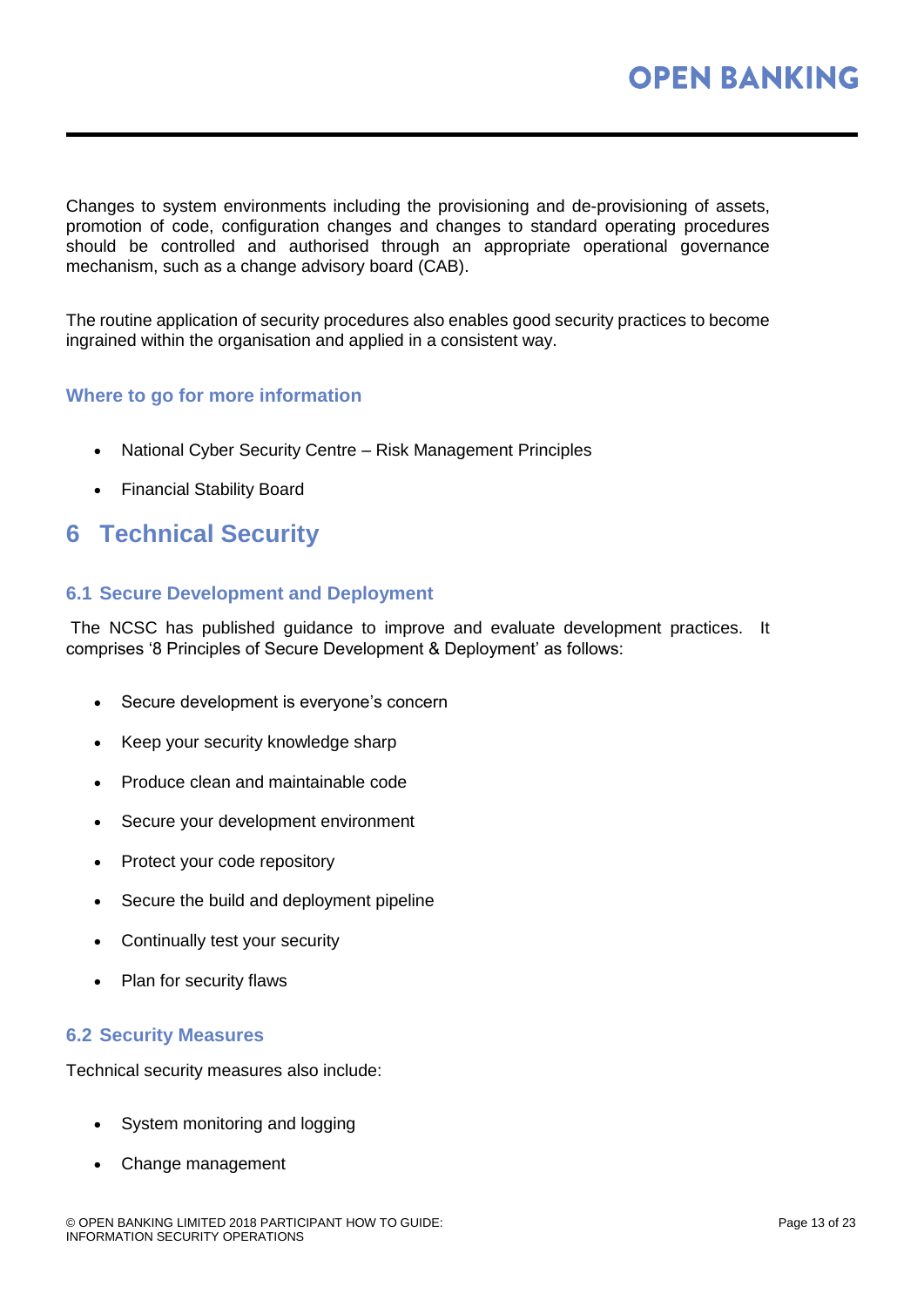Changes to system environments including the provisioning and de-provisioning of assets, promotion of code, configuration changes and changes to standard operating procedures should be controlled and authorised through an appropriate operational governance mechanism, such as a change advisory board (CAB).

The routine application of security procedures also enables good security practices to become ingrained within the organisation and applied in a consistent way.

### Where to go for more information

- National Cyber Security Centre – Risk Management Principles
- Financial Stability Board

# 6 Technical Security

## 6.1 Secure Development and Deployment

The NCSC has published guidance to improve and evaluate development practices. It comprises '8 Principles of Secure Development & Deployment' as follows:

- Secure development is everyone's concern
- Keep your security knowledge sharp
- Produce clean and maintainable code
- Secure your development environment
- Protect your code repository
- Secure the build and deployment pipeline
- Continually test your security
- Plan for security flaws

## 6.2 Security Measures

Technical security measures also include:

- System monitoring and logging
- Change management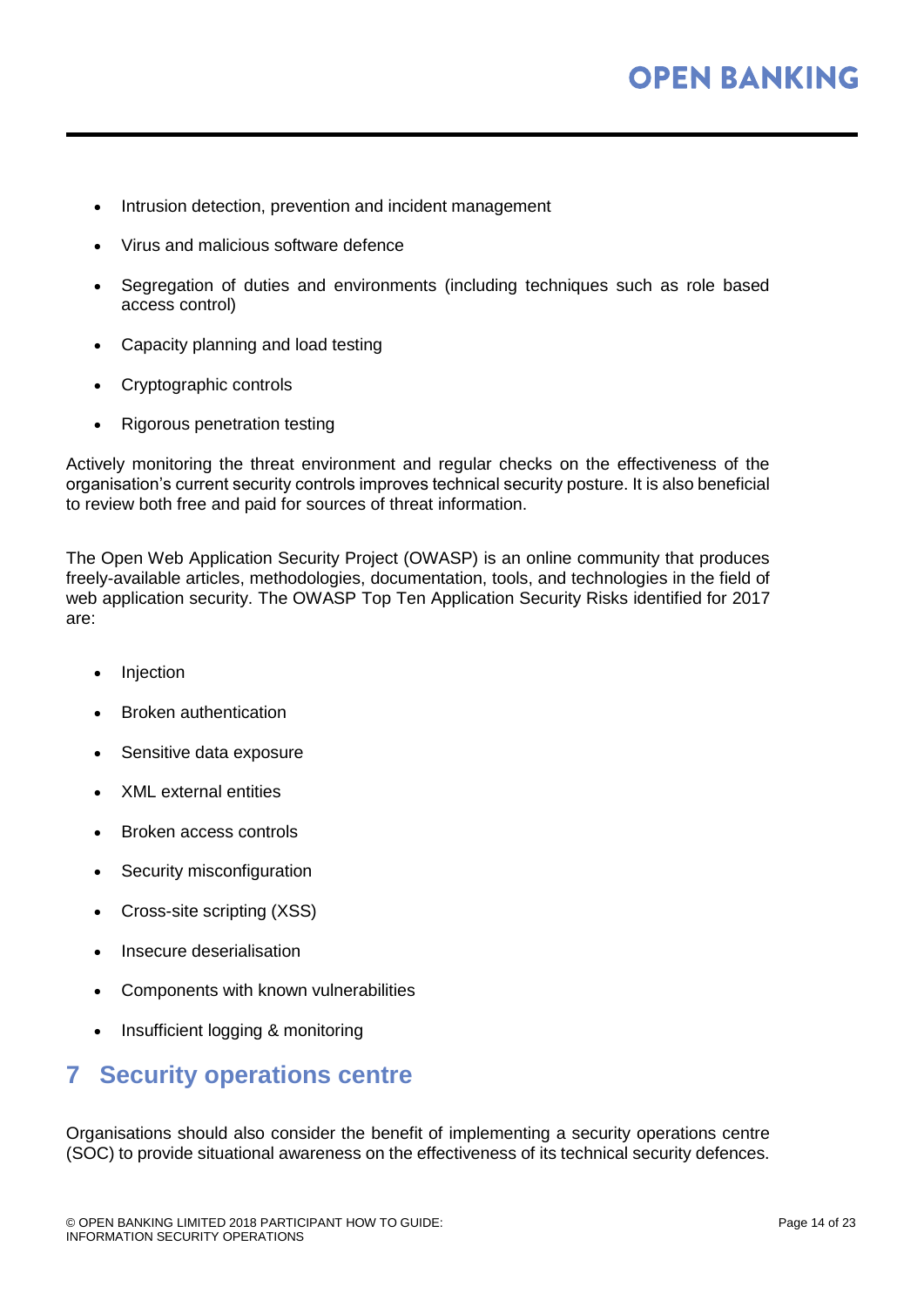- Intrusion detection, prevention and incident management
- Virus and malicious software defence
- Segregation of duties and environments (including techniques such as role based access control)
- Capacity planning and load testing
- Cryptographic controls
- Rigorous penetration testing

Actively monitoring the threat environment and regular checks on the effectiveness of the organisation's current security controls improves technical security posture. It is also beneficial to review both free and paid for sources of threat information.

The Open Web Application Security Project (OWASP) is an online community that produces freely-available articles, methodologies, documentation, tools, and technologies in the field of web application security. The OWASP Top Ten Application Security Risks identified for 2017 are:

- Injection
- Broken authentication
- Sensitive data exposure
- XML external entities
- Broken access controls
- Security misconfiguration
- Cross-site scripting (XSS)
- Insecure deserialisation
- Components with known vulnerabilities
- Insufficient logging & monitoring

## 7 Security operations centre

Organisations should also consider the benefit of implementing a security operations centre (SOC) to provide situational awareness on the effectiveness of its technical security defences.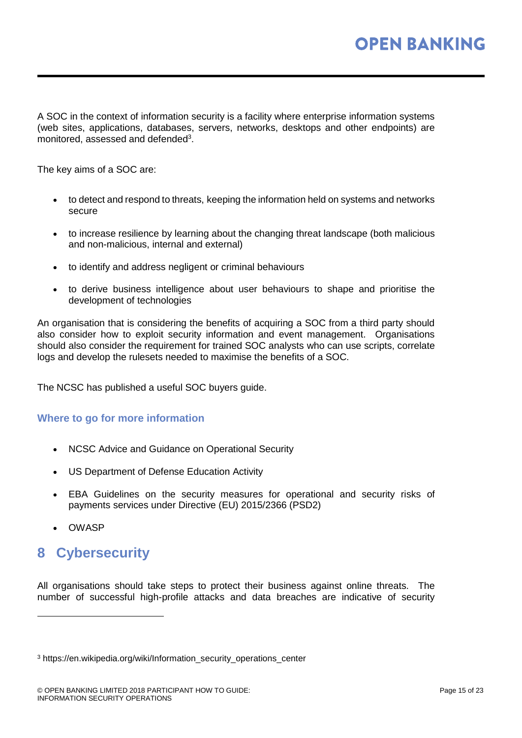A SOC in the context of information security is a facility where enterprise information systems (web sites, applications, databases, servers, networks, desktops and other endpoints) are monitored, assessed and defended[3].

The key aims of a SOC are:

- to detect and respond to threats, keeping the information held on systems and networks secure
- to increase resilience by learning about the changing threat landscape (both malicious and non-malicious, internal and external)
- to identify and address negligent or criminal behaviours
- to derive business intelligence about user behaviours to shape and prioritise the development of technologies

An organisation that is considering the benefits of acquiring a SOC from a third party should also consider how to exploit security information and event management. Organisations should also consider the requirement for trained SOC analysts who can use scripts, correlate logs and develop the rulesets needed to maximise the benefits of a SOC.

The NCSC has published a useful SOC buyers guide.

### Where to go for more information

- NCSC Advice and Guidance on Operational Security
- US Department of Defense Education Activity
- EBA Guidelines on the security measures for operational and security risks of payments services under Directive (EU) 2015/2366 (PSD2)
- OWASP

# 8 Cybersecurity

All organisations should take steps to protect their business against online threats. The number of successful high-profile attacks and data breaches are indicative of security

[3] https://en.wikipedia.org/wiki/Information_security_operations_center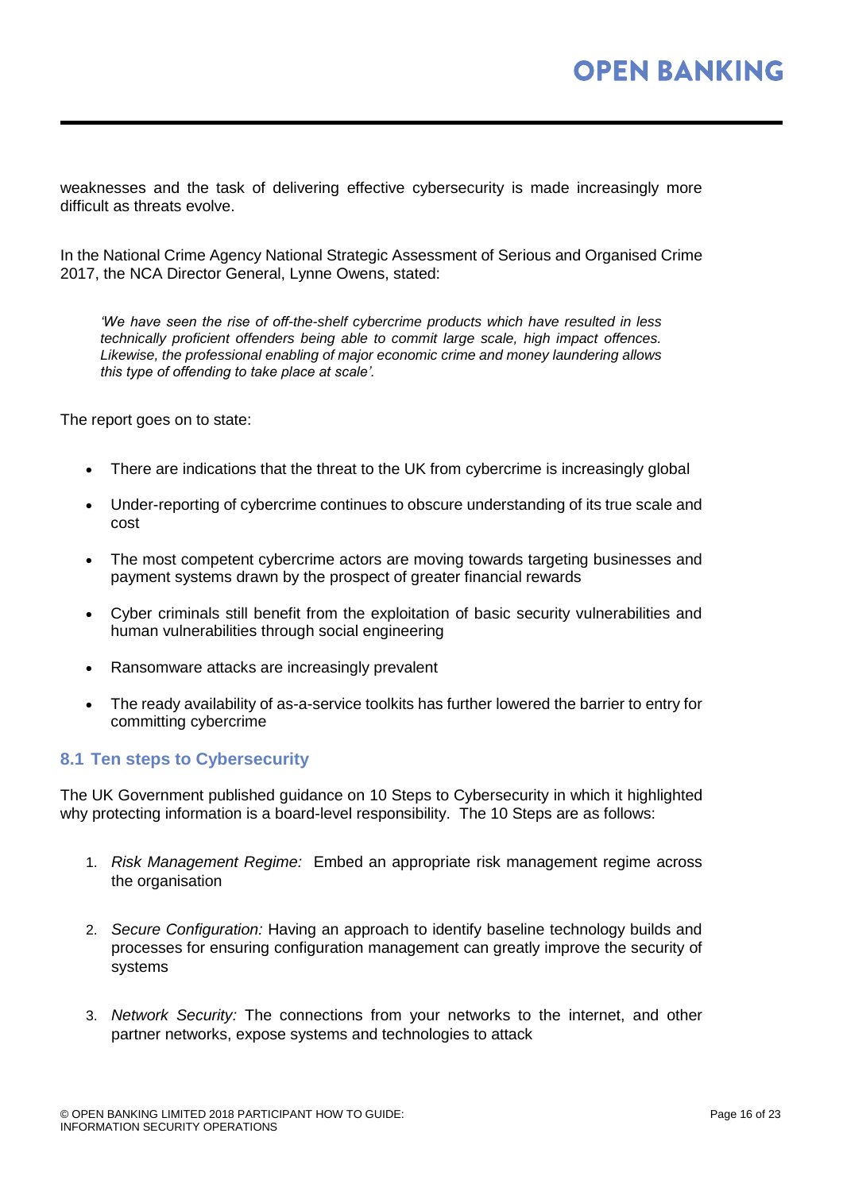weaknesses and the task of delivering effective cybersecurity is made increasingly more difficult as threats evolve.

In the National Crime Agency National Strategic Assessment of Serious and Organised Crime 2017, the NCA Director General, Lynne Owens, stated:

> *'We have seen the rise of off-the-shelf cybercrime products which have resulted in less technically proficient offenders being able to commit large scale, high impact offences. Likewise, the professional enabling of major economic crime and money laundering allows this type of offending to take place at scale'.*

The report goes on to state:

- There are indications that the threat to the UK from cybercrime is increasingly global
- Under-reporting of cybercrime continues to obscure understanding of its true scale and cost
- The most competent cybercrime actors are moving towards targeting businesses and payment systems drawn by the prospect of greater financial rewards
- Cyber criminals still benefit from the exploitation of basic security vulnerabilities and human vulnerabilities through social engineering
- Ransomware attacks are increasingly prevalent
- The ready availability of as-a-service toolkits has further lowered the barrier to entry for committing cybercrime

## 8.1 Ten steps to Cybersecurity

The UK Government published guidance on 10 Steps to Cybersecurity in which it highlighted why protecting information is a board-level responsibility. The 10 Steps are as follows:

1. *Risk Management Regime:* Embed an appropriate risk management regime across the organisation
2. *Secure Configuration:* Having an approach to identify baseline technology builds and processes for ensuring configuration management can greatly improve the security of systems
3. *Network Security:* The connections from your networks to the internet, and other partner networks, expose systems and technologies to attack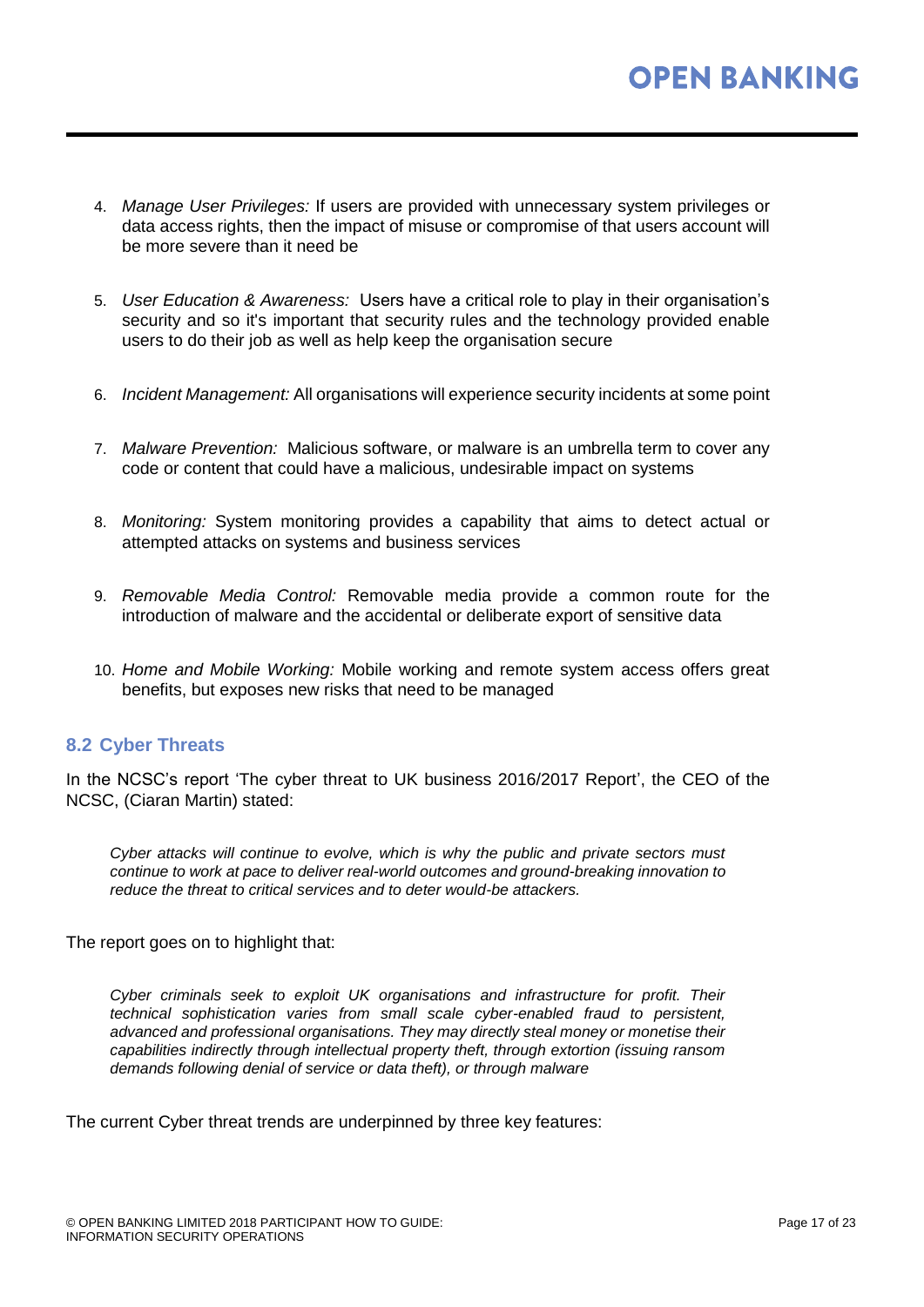4. *Manage User Privileges:* If users are provided with unnecessary system privileges or data access rights, then the impact of misuse or compromise of that users account will be more severe than it need be

5. *User Education & Awareness:* Users have a critical role to play in their organisation's security and so it's important that security rules and the technology provided enable users to do their job as well as help keep the organisation secure

6. *Incident Management:* All organisations will experience security incidents at some point

7. *Malware Prevention:* Malicious software, or malware is an umbrella term to cover any code or content that could have a malicious, undesirable impact on systems

8. *Monitoring:* System monitoring provides a capability that aims to detect actual or attempted attacks on systems and business services

9. *Removable Media Control:* Removable media provide a common route for the introduction of malware and the accidental or deliberate export of sensitive data

10. *Home and Mobile Working:* Mobile working and remote system access offers great benefits, but exposes new risks that need to be managed

## 8.2 Cyber Threats

In the NCSC's report 'The cyber threat to UK business 2016/2017 Report', the CEO of the NCSC, (Ciaran Martin) stated:

> *Cyber attacks will continue to evolve, which is why the public and private sectors must continue to work at pace to deliver real-world outcomes and ground-breaking innovation to reduce the threat to critical services and to deter would-be attackers.*

The report goes on to highlight that:

> *Cyber criminals seek to exploit UK organisations and infrastructure for profit. Their technical sophistication varies from small scale cyber-enabled fraud to persistent, advanced and professional organisations. They may directly steal money or monetise their capabilities indirectly through intellectual property theft, through extortion (issuing ransom demands following denial of service or data theft), or through malware*

The current Cyber threat trends are underpinned by three key features: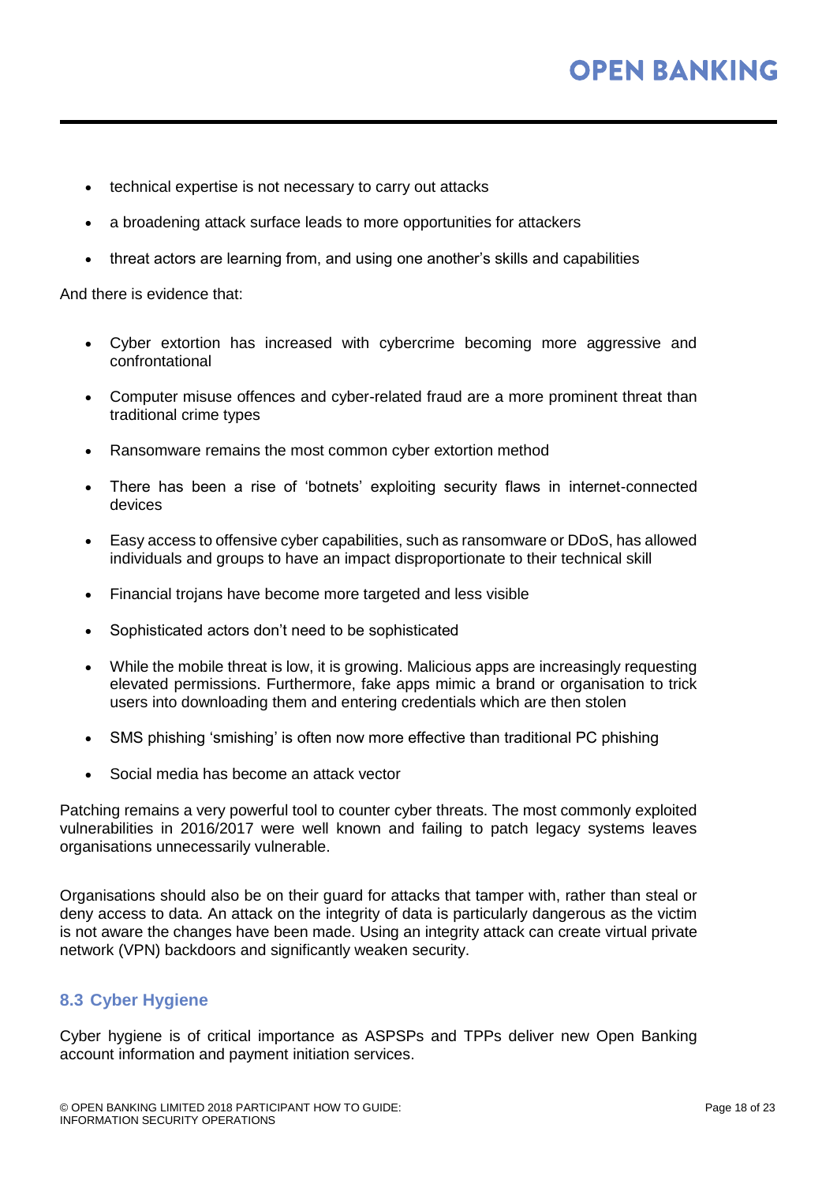- technical expertise is not necessary to carry out attacks
- a broadening attack surface leads to more opportunities for attackers
- threat actors are learning from, and using one another's skills and capabilities

And there is evidence that:

- Cyber extortion has increased with cybercrime becoming more aggressive and confrontational
- Computer misuse offences and cyber-related fraud are a more prominent threat than traditional crime types
- Ransomware remains the most common cyber extortion method
- There has been a rise of 'botnets' exploiting security flaws in internet-connected devices
- Easy access to offensive cyber capabilities, such as ransomware or DDoS, has allowed individuals and groups to have an impact disproportionate to their technical skill
- Financial trojans have become more targeted and less visible
- Sophisticated actors don't need to be sophisticated
- While the mobile threat is low, it is growing. Malicious apps are increasingly requesting elevated permissions. Furthermore, fake apps mimic a brand or organisation to trick users into downloading them and entering credentials which are then stolen
- SMS phishing 'smishing' is often now more effective than traditional PC phishing
- Social media has become an attack vector

Patching remains a very powerful tool to counter cyber threats. The most commonly exploited vulnerabilities in 2016/2017 were well known and failing to patch legacy systems leaves organisations unnecessarily vulnerable.

Organisations should also be on their guard for attacks that tamper with, rather than steal or deny access to data. An attack on the integrity of data is particularly dangerous as the victim is not aware the changes have been made. Using an integrity attack can create virtual private network (VPN) backdoors and significantly weaken security.

### 8.3 Cyber Hygiene

Cyber hygiene is of critical importance as ASPSPs and TPPs deliver new Open Banking account information and payment initiation services.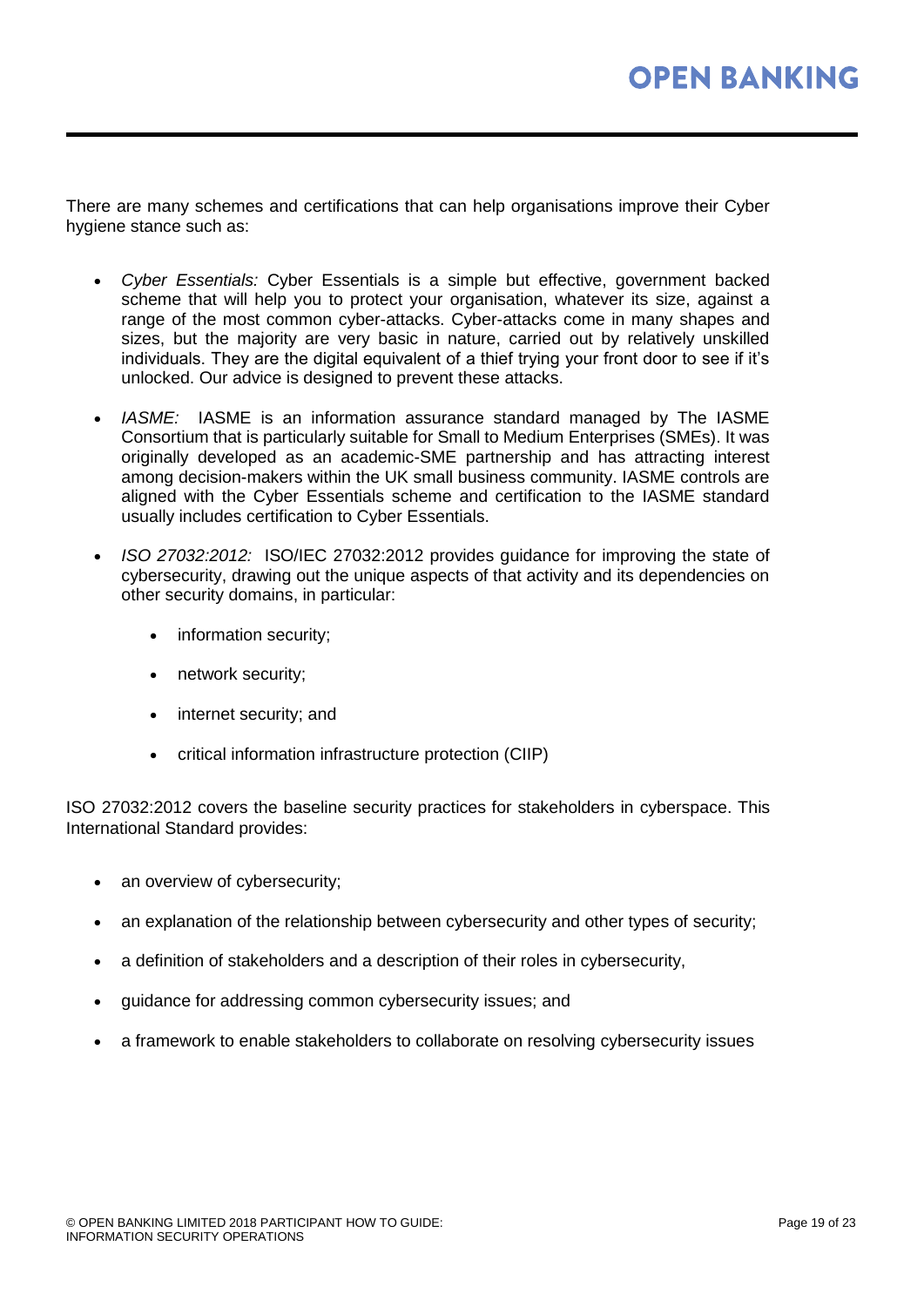There are many schemes and certifications that can help organisations improve their Cyber hygiene stance such as:

- *Cyber Essentials:* Cyber Essentials is a simple but effective, government backed scheme that will help you to protect your organisation, whatever its size, against a range of the most common cyber-attacks. Cyber-attacks come in many shapes and sizes, but the majority are very basic in nature, carried out by relatively unskilled individuals. They are the digital equivalent of a thief trying your front door to see if it's unlocked. Our advice is designed to prevent these attacks.

- *IASME:* IASME is an information assurance standard managed by The IASME Consortium that is particularly suitable for Small to Medium Enterprises (SMEs). It was originally developed as an academic-SME partnership and has attracting interest among decision-makers within the UK small business community. IASME controls are aligned with the Cyber Essentials scheme and certification to the IASME standard usually includes certification to Cyber Essentials.

- *ISO 27032:2012:* ISO/IEC 27032:2012 provides guidance for improving the state of cybersecurity, drawing out the unique aspects of that activity and its dependencies on other security domains, in particular:

  - information security;
  - network security;
  - internet security; and
  - critical information infrastructure protection (CIIP)

ISO 27032:2012 covers the baseline security practices for stakeholders in cyberspace. This International Standard provides:

- an overview of cybersecurity;
- an explanation of the relationship between cybersecurity and other types of security;
- a definition of stakeholders and a description of their roles in cybersecurity,
- guidance for addressing common cybersecurity issues; and
- a framework to enable stakeholders to collaborate on resolving cybersecurity issues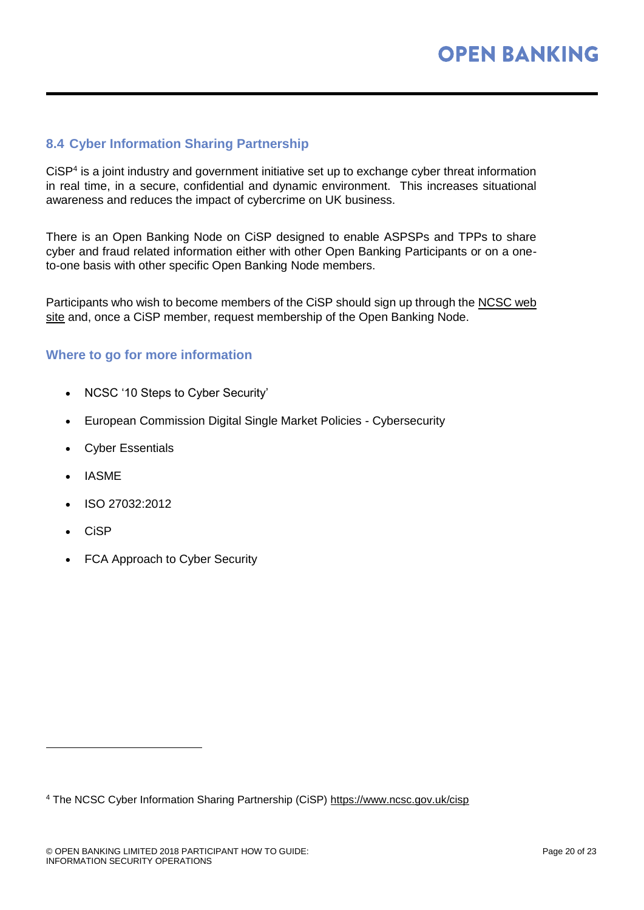## 8.4 Cyber Information Sharing Partnership

CiSP[4] is a joint industry and government initiative set up to exchange cyber threat information in real time, in a secure, confidential and dynamic environment. This increases situational awareness and reduces the impact of cybercrime on UK business.

There is an Open Banking Node on CiSP designed to enable ASPSPs and TPPs to share cyber and fraud related information either with other Open Banking Participants or on a one-to-one basis with other specific Open Banking Node members.

Participants who wish to become members of the CiSP should sign up through the NCSC web site and, once a CiSP member, request membership of the Open Banking Node.

### Where to go for more information

- NCSC '10 Steps to Cyber Security'
- European Commission Digital Single Market Policies - Cybersecurity
- Cyber Essentials
- IASME
- ISO 27032:2012
- CiSP
- FCA Approach to Cyber Security

[4] The NCSC Cyber Information Sharing Partnership (CiSP) https://www.ncsc.gov.uk/cisp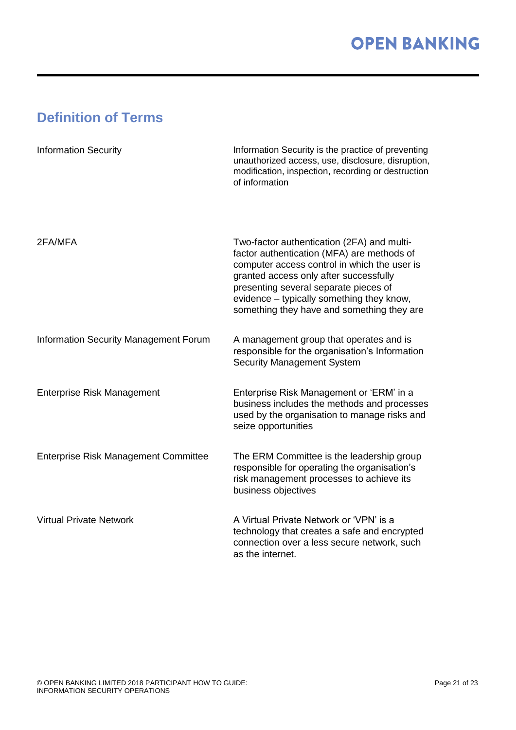## Definition of Terms

| Term | Definition |
| --- | --- |
| Information Security | Information Security is the practice of preventing unauthorized access, use, disclosure, disruption, modification, inspection, recording or destruction of information |
| 2FA/MFA | Two-factor authentication (2FA) and multi-factor authentication (MFA) are methods of computer access control in which the user is granted access only after successfully presenting several separate pieces of evidence – typically something they know, something they have and something they are |
| Information Security Management Forum | A management group that operates and is responsible for the organisation's Information Security Management System |
| Enterprise Risk Management | Enterprise Risk Management or 'ERM' in a business includes the methods and processes used by the organisation to manage risks and seize opportunities |
| Enterprise Risk Management Committee | The ERM Committee is the leadership group responsible for operating the organisation's risk management processes to achieve its business objectives |
| Virtual Private Network | A Virtual Private Network or 'VPN' is a technology that creates a safe and encrypted connection over a less secure network, such as the internet. |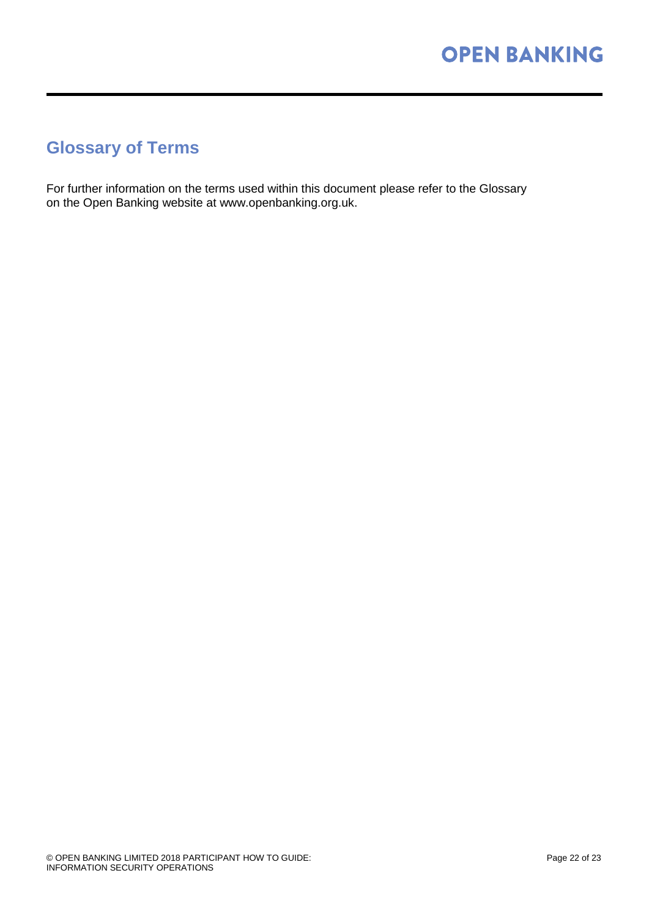## Glossary of Terms

For further information on the terms used within this document please refer to the Glossary on the Open Banking website at www.openbanking.org.uk.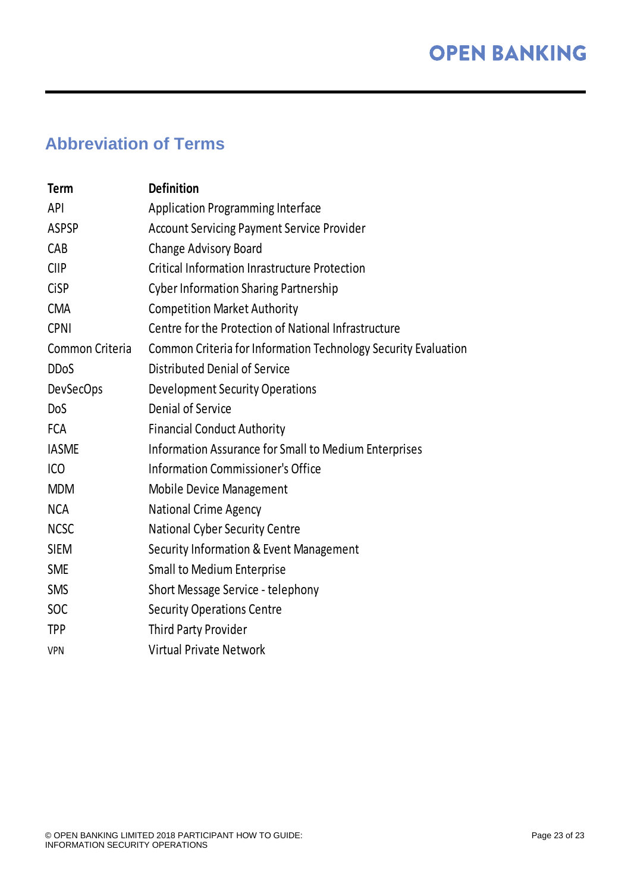## Abbreviation of Terms

| Term | Definition |
|---|---|
| API | Application Programming Interface |
| ASPSP | Account Servicing Payment Service Provider |
| CAB | Change Advisory Board |
| CIIP | Critical Information Inrastructure Protection |
| CiSP | Cyber Information Sharing Partnership |
| CMA | Competition Market Authority |
| CPNI | Centre for the Protection of National Infrastructure |
| Common Criteria | Common Criteria for Information Technology Security Evaluation |
| DDoS | Distributed Denial of Service |
| DevSecOps | Development Security Operations |
| DoS | Denial of Service |
| FCA | Financial Conduct Authority |
| IASME | Information Assurance for Small to Medium Enterprises |
| ICO | Information Commissioner's Office |
| MDM | Mobile Device Management |
| NCA | National Crime Agency |
| NCSC | National Cyber Security Centre |
| SIEM | Security Information & Event Management |
| SME | Small to Medium Enterprise |
| SMS | Short Message Service - telephony |
| SOC | Security Operations Centre |
| TPP | Third Party Provider |
| VPN | Virtual Private Network |